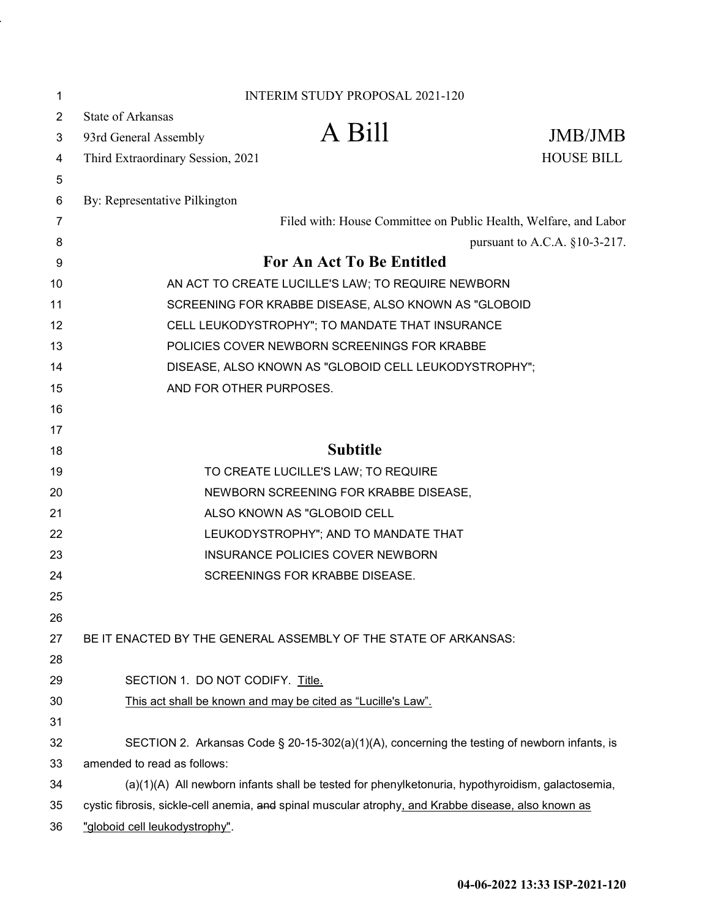INTERIM STUDY PROPOSAL 2021-120

State of Arkansas
93rd General Assembly
Third Extraordinary Session, 2021

# A Bill

JMB/JMB
HOUSE BILL

By: Representative Pilkington

Filed with: House Committee on Public Health, Welfare, and Labor pursuant to A.C.A. §10-3-217.

## For An Act To Be Entitled

AN ACT TO CREATE LUCILLE'S LAW; TO REQUIRE NEWBORN SCREENING FOR KRABBE DISEASE, ALSO KNOWN AS "GLOBOID CELL LEUKODYSTROPHY"; TO MANDATE THAT INSURANCE POLICIES COVER NEWBORN SCREENINGS FOR KRABBE DISEASE, ALSO KNOWN AS "GLOBOID CELL LEUKODYSTROPHY"; AND FOR OTHER PURPOSES.

## Subtitle

TO CREATE LUCILLE'S LAW; TO REQUIRE NEWBORN SCREENING FOR KRABBE DISEASE, ALSO KNOWN AS "GLOBOID CELL LEUKODYSTROPHY"; AND TO MANDATE THAT INSURANCE POLICIES COVER NEWBORN SCREENINGS FOR KRABBE DISEASE.

BE IT ENACTED BY THE GENERAL ASSEMBLY OF THE STATE OF ARKANSAS:

SECTION 1. DO NOT CODIFY. Title.
This act shall be known and may be cited as "Lucille's Law".

SECTION 2. Arkansas Code § 20-15-302(a)(1)(A), concerning the testing of newborn infants, is amended to read as follows:

(a)(1)(A) All newborn infants shall be tested for phenylketonuria, hypothyroidism, galactosemia, cystic fibrosis, sickle-cell anemia, ~~and~~ spinal muscular atrophy, and Krabbe disease, also known as "globoid cell leukodystrophy".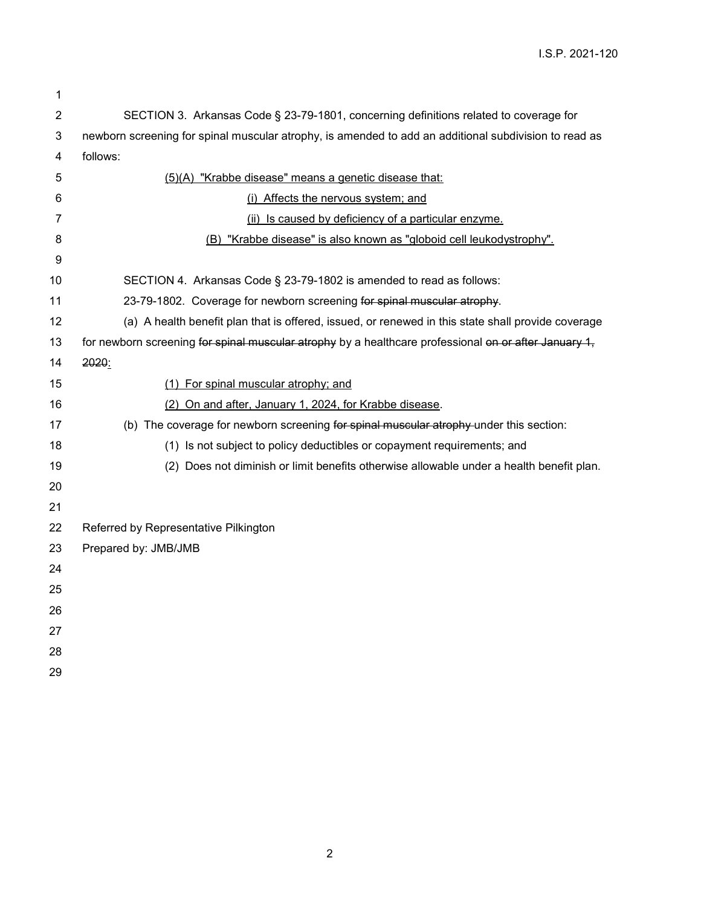SECTION 3. Arkansas Code § 23-79-1801, concerning definitions related to coverage for newborn screening for spinal muscular atrophy, is amended to add an additional subdivision to read as follows:

(5)(A) "Krabbe disease" means a genetic disease that:

(i) Affects the nervous system; and

(ii) Is caused by deficiency of a particular enzyme.

(B) "Krabbe disease" is also known as "globoid cell leukodystrophy".

SECTION 4. Arkansas Code § 23-79-1802 is amended to read as follows:

23-79-1802. Coverage for newborn screening ~~for spinal muscular atrophy~~.

(a) A health benefit plan that is offered, issued, or renewed in this state shall provide coverage for newborn screening ~~for spinal muscular atrophy~~ by a healthcare professional ~~on or after January 1, 2020~~:

(1) For spinal muscular atrophy; and

(2) On and after, January 1, 2024, for Krabbe disease.

(b) The coverage for newborn screening ~~for spinal muscular atrophy~~ under this section:

(1) Is not subject to policy deductibles or copayment requirements; and

(2) Does not diminish or limit benefits otherwise allowable under a health benefit plan.

Referred by Representative Pilkington

Prepared by: JMB/JMB